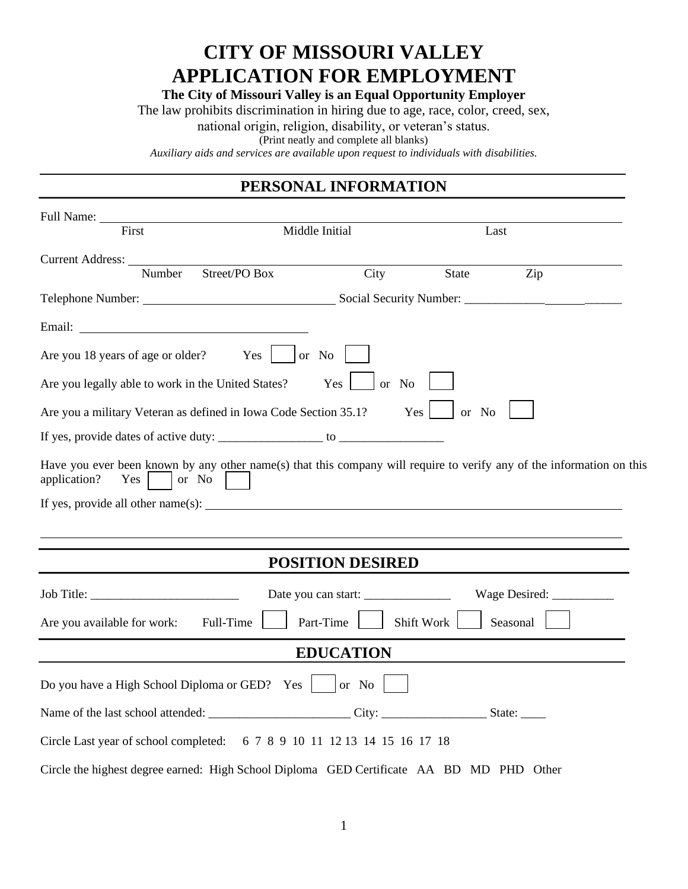# CITY OF MISSOURI VALLEY
# APPLICATION FOR EMPLOYMENT

**The City of Missouri Valley is an Equal Opportunity Employer**

The law prohibits discrimination in hiring due to age, race, color, creed, sex, national origin, religion, disability, or veteran's status.

(Print neatly and complete all blanks)

*Auxiliary aids and services are available upon request to individuals with disabilities.*

## PERSONAL INFORMATION

Full Name: ______________________________________________________________

First          Middle Initial          Last

Current Address: __________________________________________________________

Number   Street/PO Box          City          State          Zip

Telephone Number: ______________________________ Social Security Number: ____________________________

Email: ___________________________________

Are you 18 years of age or older?   Yes ☐ or No ☐

Are you legally able to work in the United States?   Yes ☐ or No ☐

Are you a military Veteran as defined in Iowa Code Section 35.1?   Yes ☐ or No ☐

If yes, provide dates of active duty: _________________ to _________________

Have you ever been known by any other name(s) that this company will require to verify any of the information on this application?   Yes ☐ or No ☐

If yes, provide all other name(s): _______________________________________________________

_____________________________________________________________________________________

## POSITION DESIRED

Job Title: ________________________   Date you can start: ______________   Wage Desired: __________

Are you available for work:   Full-Time ☐   Part-Time ☐   Shift Work ☐   Seasonal ☐

## EDUCATION

Do you have a High School Diploma or GED?   Yes ☐ or No ☐

Name of the last school attended: _______________________ City: _________________ State: ____

Circle Last year of school completed:   6 7 8 9 10 11 12 13 14 15 16 17 18

Circle the highest degree earned:  High School Diploma   GED Certificate   AA   BD   MD   PHD   Other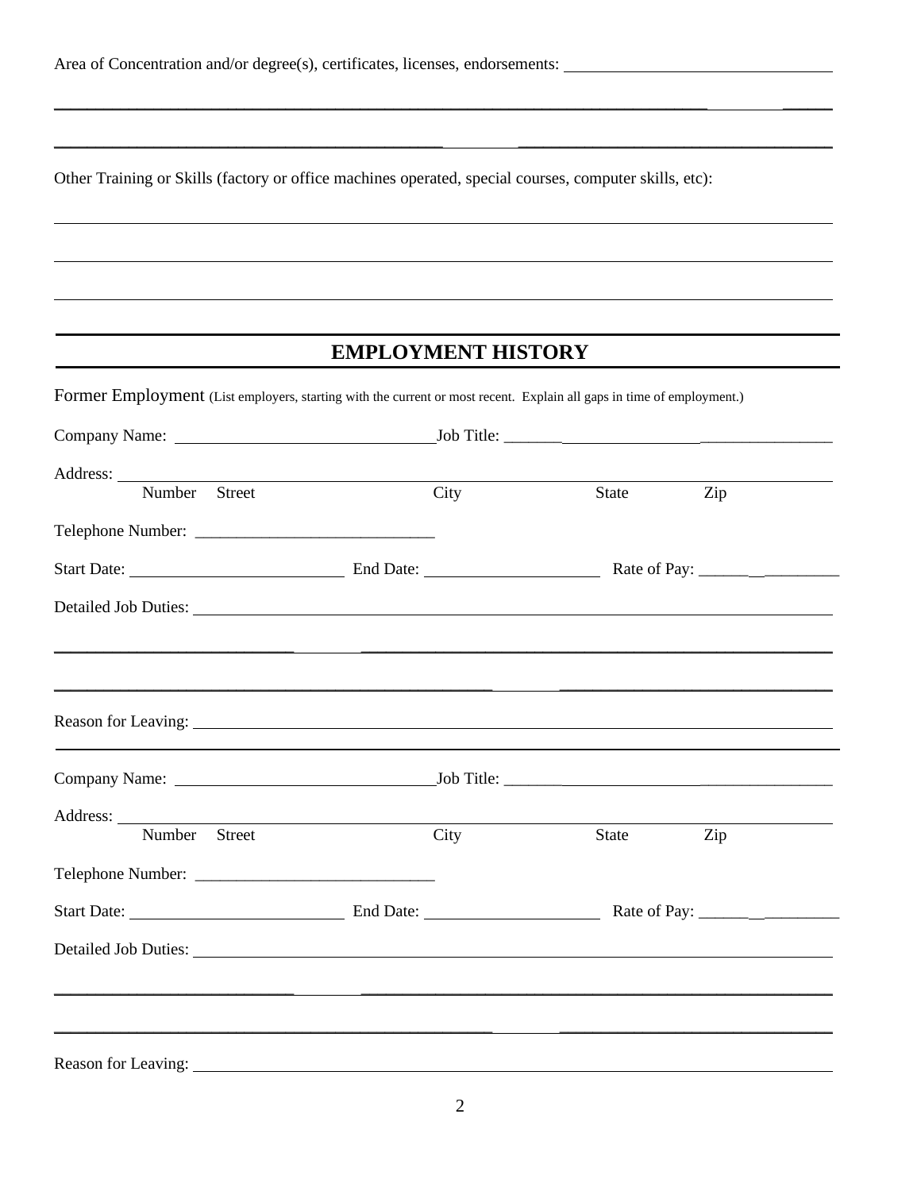Area of Concentration and/or degree(s), certificates, licenses, endorsements: ________________________________

______________________________________________________________________________

______________________________________________________________________________

Other Training or Skills (factory or office machines operated, special courses, computer skills, etc):

______________________________________________________________________________

______________________________________________________________________________

______________________________________________________________________________

## EMPLOYMENT HISTORY

Former Employment (List employers, starting with the current or most recent. Explain all gaps in time of employment.)

Company Name: ______________________________ Job Title: ______________________________

Address: ______________________________________________________________________
Number Street City State Zip

Telephone Number: ____________________________

Start Date: ________________________ End Date: ____________________ Rate of Pay: ________________

Detailed Job Duties: ______________________________________________________________

______________________________________________________________________________

______________________________________________________________________________

Reason for Leaving: ______________________________________________________________

Company Name: ______________________________ Job Title: ______________________________

Address: ______________________________________________________________________
Number Street City State Zip

Telephone Number: ____________________________

Start Date: ________________________ End Date: ____________________ Rate of Pay: ________________

Detailed Job Duties: ______________________________________________________________

______________________________________________________________________________

______________________________________________________________________________

Reason for Leaving: ______________________________________________________________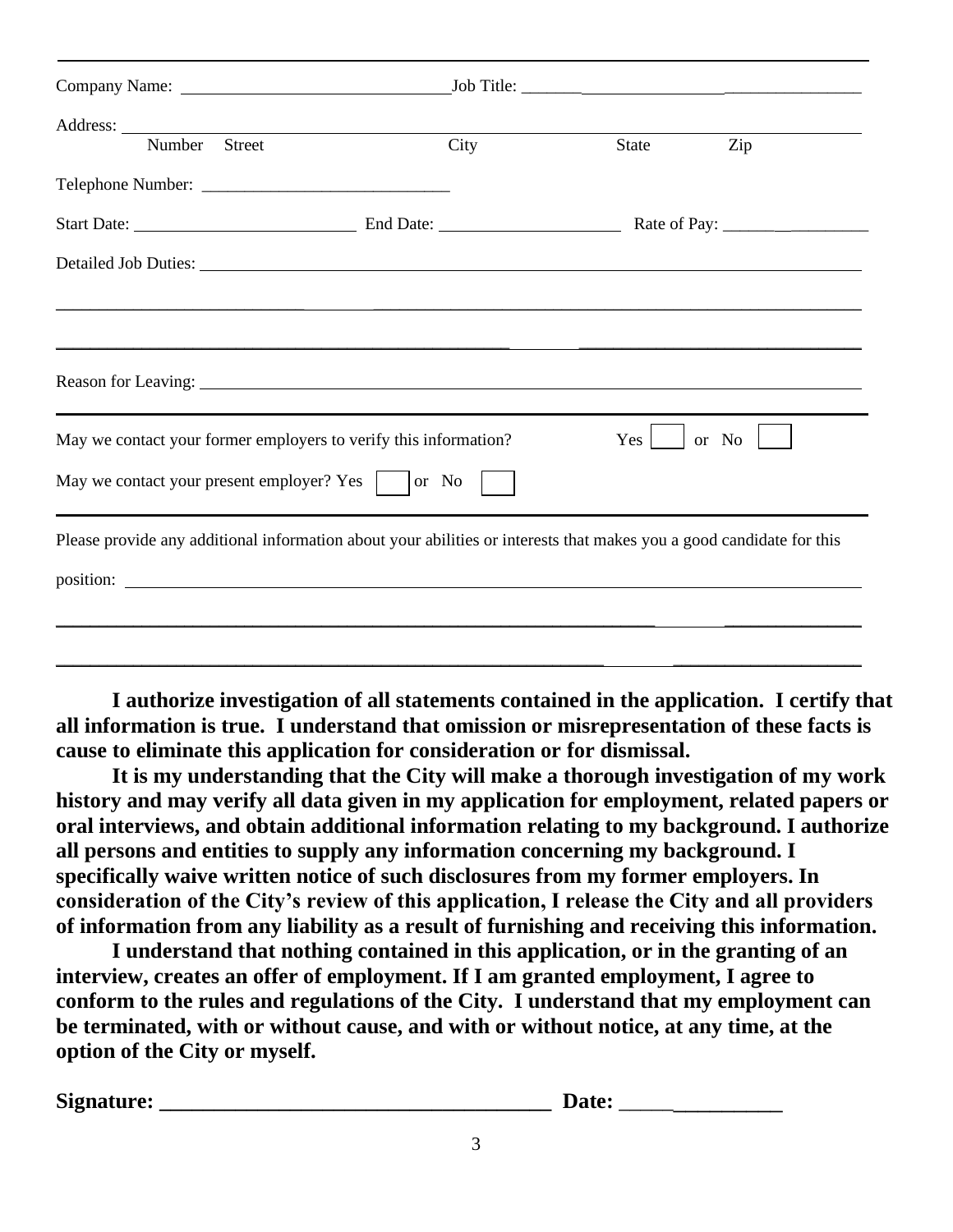Company Name: ______________________________ Job Title: ______________________________

Address: ____________________________________________________________________
Number Street City State Zip

Telephone Number: ______________________________

Start Date: ____________________ End Date: ____________________ Rate of Pay: ____________________

Detailed Job Duties: ____________________________________________________________

____________________________________________________________________________

____________________________________________________________________________

Reason for Leaving: ____________________________________________________________

May we contact your former employers to verify this information? Yes ☐ or No ☐

May we contact your present employer? Yes ☐ or No ☐

Please provide any additional information about your abilities or interests that makes you a good candidate for this position: ____________________________________________________________

____________________________________________________________________________

____________________________________________________________________________

**I authorize investigation of all statements contained in the application. I certify that all information is true. I understand that omission or misrepresentation of these facts is cause to eliminate this application for consideration or for dismissal.**

**It is my understanding that the City will make a thorough investigation of my work history and may verify all data given in my application for employment, related papers or oral interviews, and obtain additional information relating to my background. I authorize all persons and entities to supply any information concerning my background. I specifically waive written notice of such disclosures from my former employers. In consideration of the City's review of this application, I release the City and all providers of information from any liability as a result of furnishing and receiving this information.**

**I understand that nothing contained in this application, or in the granting of an interview, creates an offer of employment. If I am granted employment, I agree to conform to the rules and regulations of the City. I understand that my employment can be terminated, with or without cause, and with or without notice, at any time, at the option of the City or myself.**

**Signature: ____________________________________ Date: ______________**